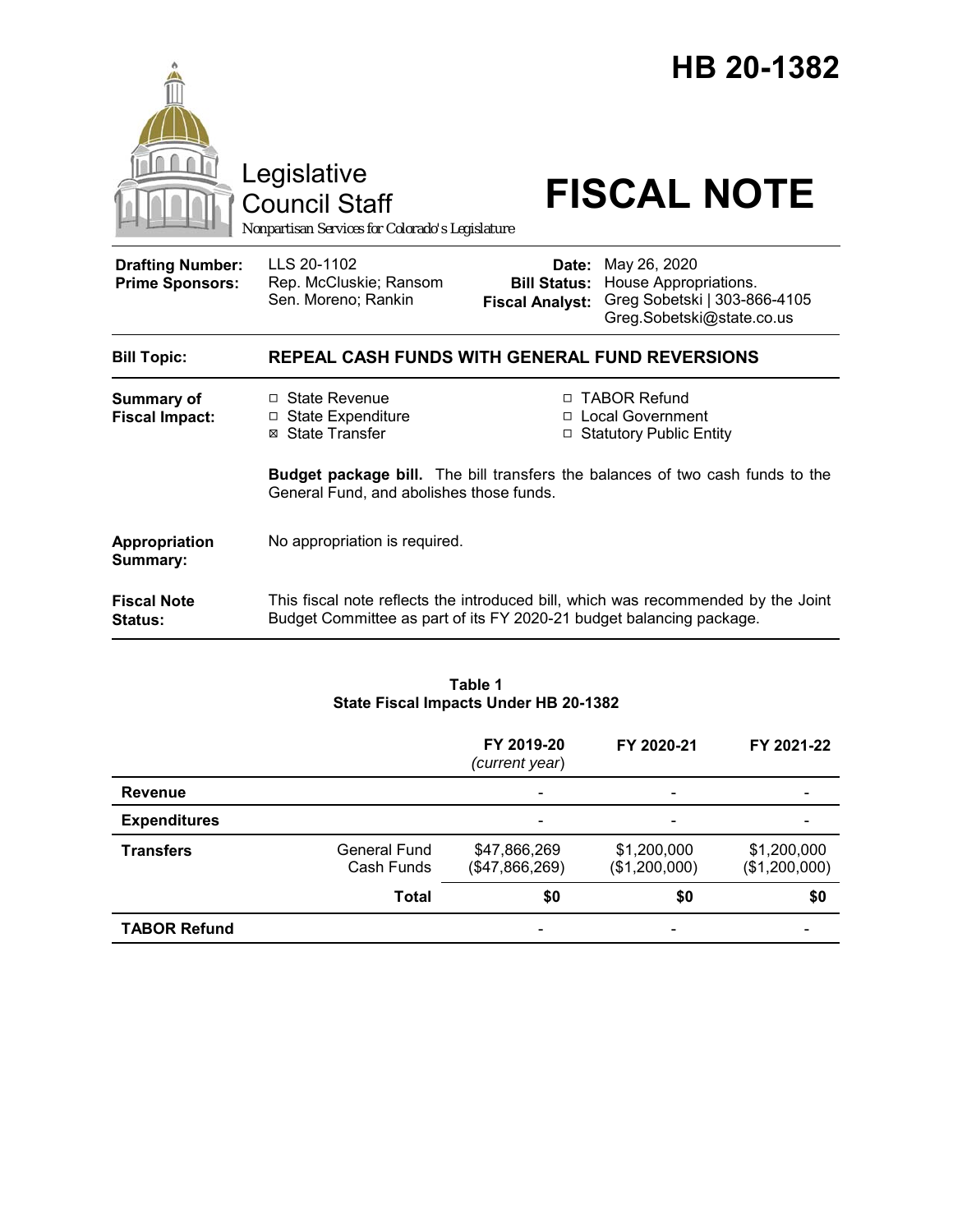# HB 20-1382

Legislative Council Staff

*Nonpartisan Services for Colorado's Legislature*

# FISCAL NOTE

| | | | |
|---|---|---|---|
| **Drafting Number:** | LLS 20-1102 | **Date:** | May 26, 2020 |
| **Prime Sponsors:** | Rep. McCluskie; Ransom<br>Sen. Moreno; Rankin | **Bill Status:** | House Appropriations. |
| | | **Fiscal Analyst:** | Greg Sobetski \| 303-866-4105<br>Greg.Sobetski@state.co.us |

**Bill Topic:** **REPEAL CASH FUNDS WITH GENERAL FUND REVERSIONS**

**Summary of Fiscal Impact:**

- ☐ State Revenue
- ☐ State Expenditure
- ☒ State Transfer
- ☐ TABOR Refund
- ☐ Local Government
- ☐ Statutory Public Entity

**Budget package bill.** The bill transfers the balances of two cash funds to the General Fund, and abolishes those funds.

**Appropriation Summary:** No appropriation is required.

**Fiscal Note Status:** This fiscal note reflects the introduced bill, which was recommended by the Joint Budget Committee as part of its FY 2020-21 budget balancing package.

**Table 1**
**State Fiscal Impacts Under HB 20-1382**

| | | FY 2019-20 *(current year)* | FY 2020-21 | FY 2021-22 |
|---|---|---|---|---|
| **Revenue** | | - | - | - |
| **Expenditures** | | - | - | - |
| **Transfers** | General Fund<br>Cash Funds | $47,866,269<br>($47,866,269) | $1,200,000<br>($1,200,000) | $1,200,000<br>($1,200,000) |
| | **Total** | **$0** | **$0** | **$0** |
| **TABOR Refund** | | - | - | - |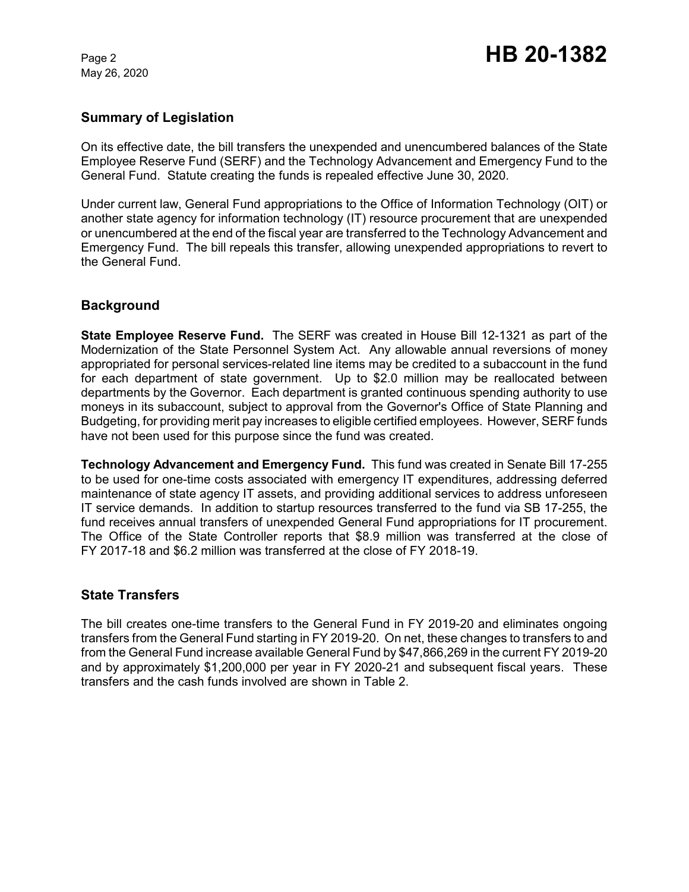## Summary of Legislation

On its effective date, the bill transfers the unexpended and unencumbered balances of the State Employee Reserve Fund (SERF) and the Technology Advancement and Emergency Fund to the General Fund. Statute creating the funds is repealed effective June 30, 2020.

Under current law, General Fund appropriations to the Office of Information Technology (OIT) or another state agency for information technology (IT) resource procurement that are unexpended or unencumbered at the end of the fiscal year are transferred to the Technology Advancement and Emergency Fund. The bill repeals this transfer, allowing unexpended appropriations to revert to the General Fund.

## Background

**State Employee Reserve Fund.** The SERF was created in House Bill 12-1321 as part of the Modernization of the State Personnel System Act. Any allowable annual reversions of money appropriated for personal services-related line items may be credited to a subaccount in the fund for each department of state government. Up to $2.0 million may be reallocated between departments by the Governor. Each department is granted continuous spending authority to use moneys in its subaccount, subject to approval from the Governor's Office of State Planning and Budgeting, for providing merit pay increases to eligible certified employees. However, SERF funds have not been used for this purpose since the fund was created.

**Technology Advancement and Emergency Fund.** This fund was created in Senate Bill 17-255 to be used for one-time costs associated with emergency IT expenditures, addressing deferred maintenance of state agency IT assets, and providing additional services to address unforeseen IT service demands. In addition to startup resources transferred to the fund via SB 17-255, the fund receives annual transfers of unexpended General Fund appropriations for IT procurement. The Office of the State Controller reports that $8.9 million was transferred at the close of FY 2017-18 and $6.2 million was transferred at the close of FY 2018-19.

## State Transfers

The bill creates one-time transfers to the General Fund in FY 2019-20 and eliminates ongoing transfers from the General Fund starting in FY 2019-20. On net, these changes to transfers to and from the General Fund increase available General Fund by $47,866,269 in the current FY 2019-20 and by approximately $1,200,000 per year in FY 2020-21 and subsequent fiscal years. These transfers and the cash funds involved are shown in Table 2.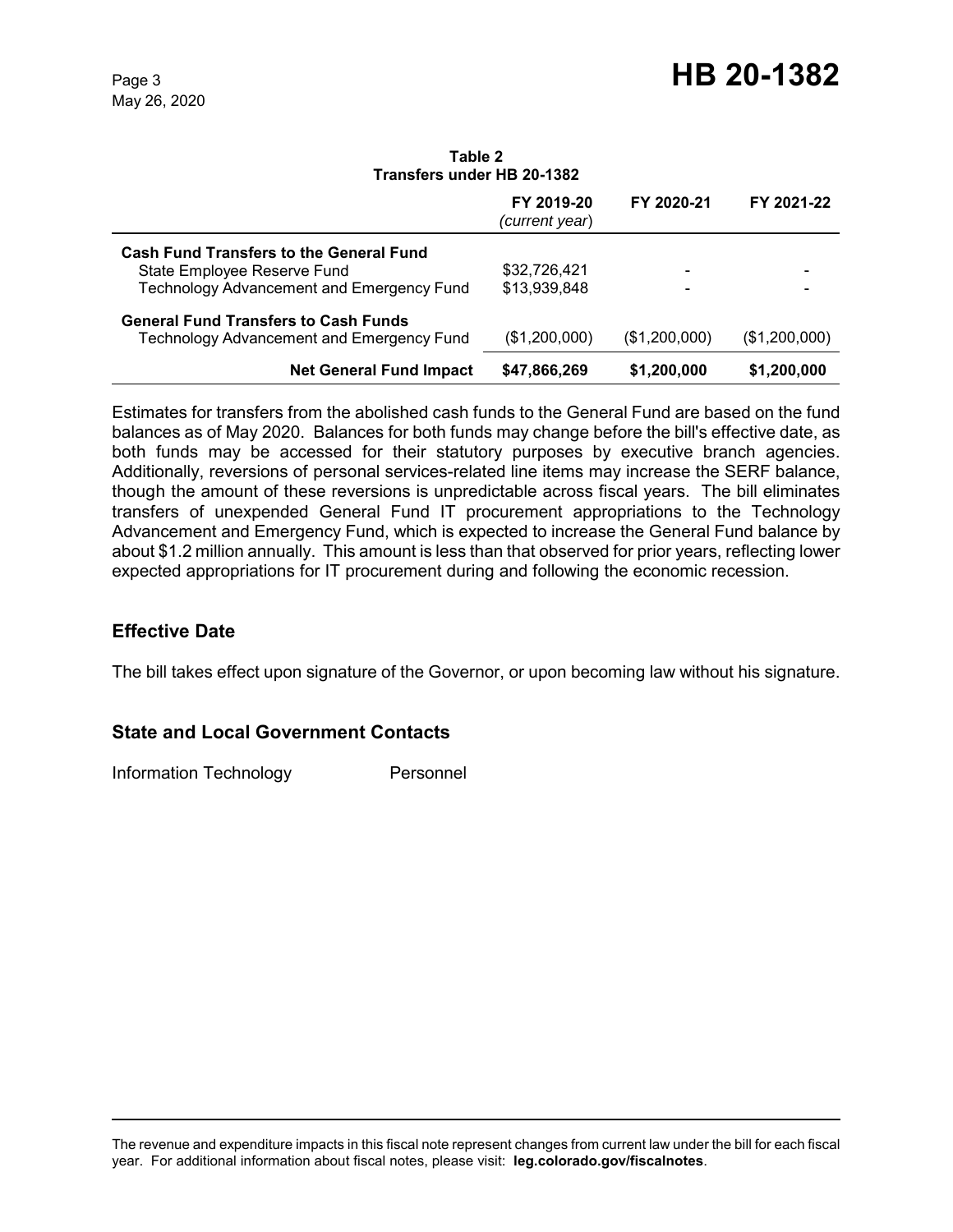**Table 2**
**Transfers under HB 20-1382**

| | FY 2019-20 *(current year)* | FY 2020-21 | FY 2021-22 |
|---|---|---|---|
| **Cash Fund Transfers to the General Fund** | | | |
| State Employee Reserve Fund | $32,726,421 | - | - |
| Technology Advancement and Emergency Fund | $13,939,848 | - | - |
| **General Fund Transfers to Cash Funds** | | | |
| Technology Advancement and Emergency Fund | ($1,200,000) | ($1,200,000) | ($1,200,000) |
| **Net General Fund Impact** | **$47,866,269** | **$1,200,000** | **$1,200,000** |

Estimates for transfers from the abolished cash funds to the General Fund are based on the fund balances as of May 2020. Balances for both funds may change before the bill's effective date, as both funds may be accessed for their statutory purposes by executive branch agencies. Additionally, reversions of personal services-related line items may increase the SERF balance, though the amount of these reversions is unpredictable across fiscal years. The bill eliminates transfers of unexpended General Fund IT procurement appropriations to the Technology Advancement and Emergency Fund, which is expected to increase the General Fund balance by about $1.2 million annually. This amount is less than that observed for prior years, reflecting lower expected appropriations for IT procurement during and following the economic recession.

## Effective Date

The bill takes effect upon signature of the Governor, or upon becoming law without his signature.

## State and Local Government Contacts

Information Technology Personnel

The revenue and expenditure impacts in this fiscal note represent changes from current law under the bill for each fiscal year. For additional information about fiscal notes, please visit: **leg.colorado.gov/fiscalnotes**.